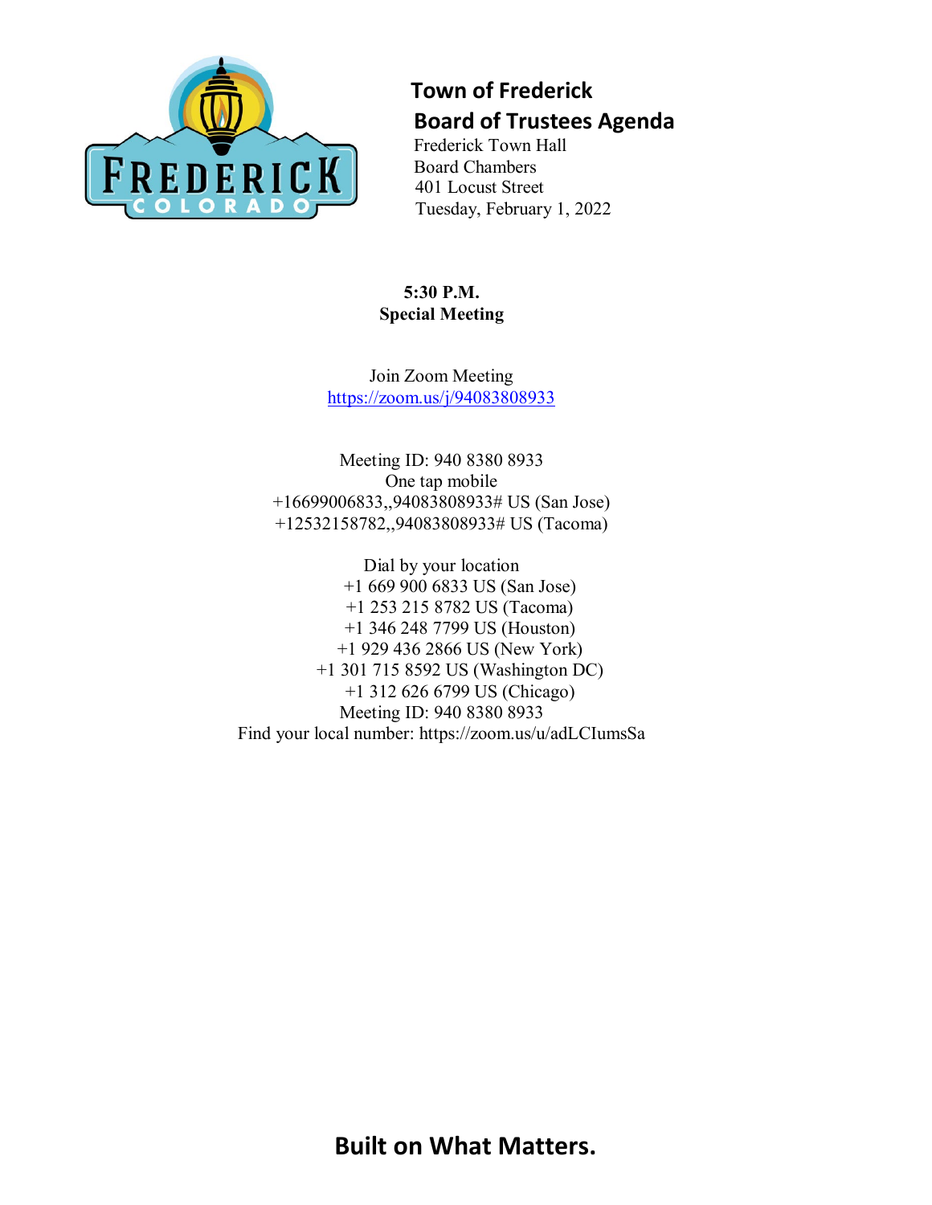# Town of Frederick

## Board of Trustees Agenda

Frederick Town Hall
Board Chambers
401 Locust Street
Tuesday, February 1, 2022

**5:30 P.M.**
**Special Meeting**

Join Zoom Meeting
https://zoom.us/j/94083808933

Meeting ID: 940 8380 8933
One tap mobile
+16699006833,,94083808933# US (San Jose)
+12532158782,,94083808933# US (Tacoma)

Dial by your location
+1 669 900 6833 US (San Jose)
+1 253 215 8782 US (Tacoma)
+1 346 248 7799 US (Houston)
+1 929 436 2866 US (New York)
+1 301 715 8592 US (Washington DC)
+1 312 626 6799 US (Chicago)
Meeting ID: 940 8380 8933
Find your local number: https://zoom.us/u/adLCIumsSa

**Built on What Matters.**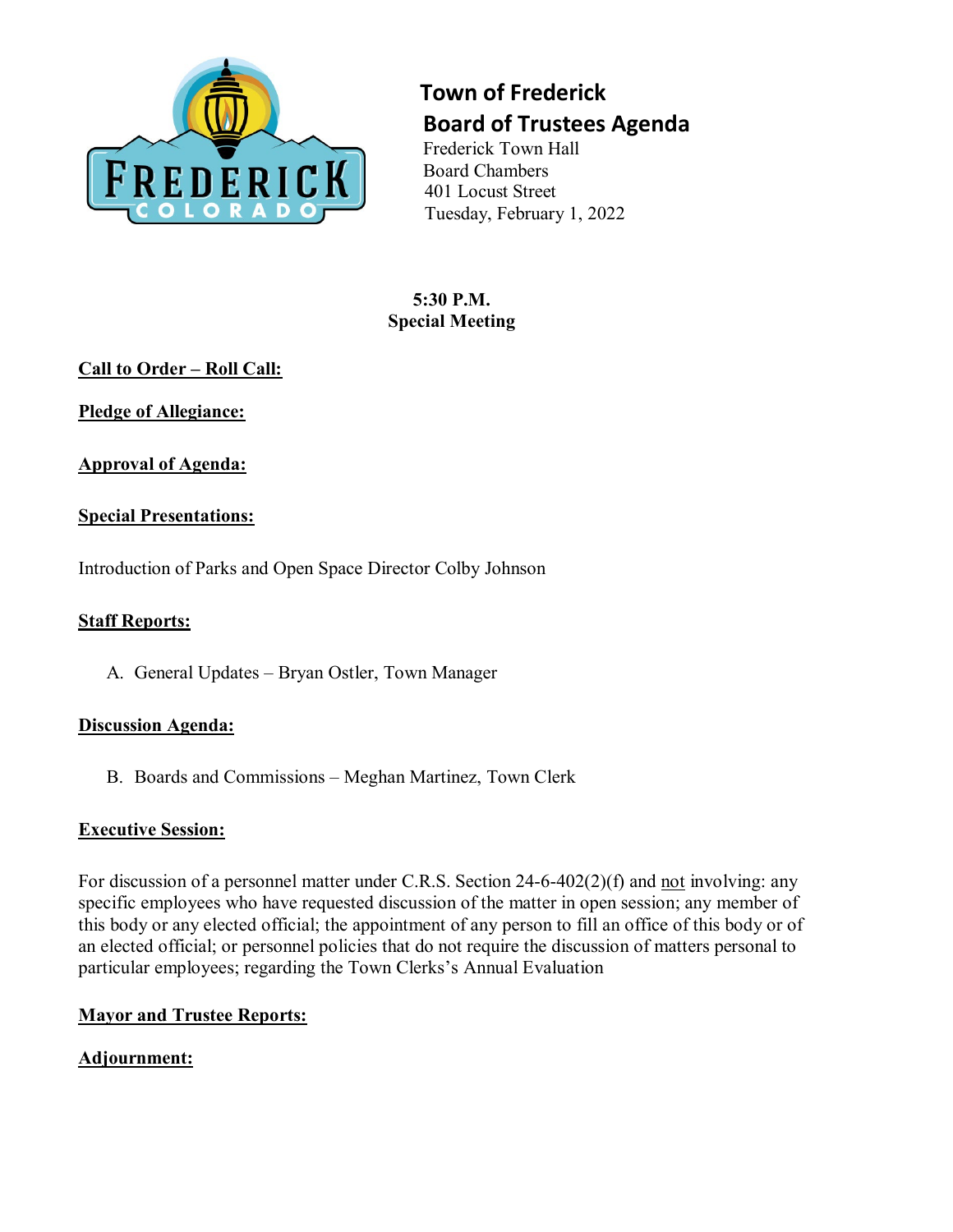# Town of Frederick

## Board of Trustees Agenda

Frederick Town Hall
Board Chambers
401 Locust Street
Tuesday, February 1, 2022

**5:30 P.M.**
**Special Meeting**

**Call to Order – Roll Call:**

**Pledge of Allegiance:**

**Approval of Agenda:**

**Special Presentations:**

Introduction of Parks and Open Space Director Colby Johnson

**Staff Reports:**

A. General Updates – Bryan Ostler, Town Manager

**Discussion Agenda:**

B. Boards and Commissions – Meghan Martinez, Town Clerk

**Executive Session:**

For discussion of a personnel matter under C.R.S. Section 24-6-402(2)(f) and not involving: any specific employees who have requested discussion of the matter in open session; any member of this body or any elected official; the appointment of any person to fill an office of this body or of an elected official; or personnel policies that do not require the discussion of matters personal to particular employees; regarding the Town Clerks's Annual Evaluation

**Mayor and Trustee Reports:**

**Adjournment:**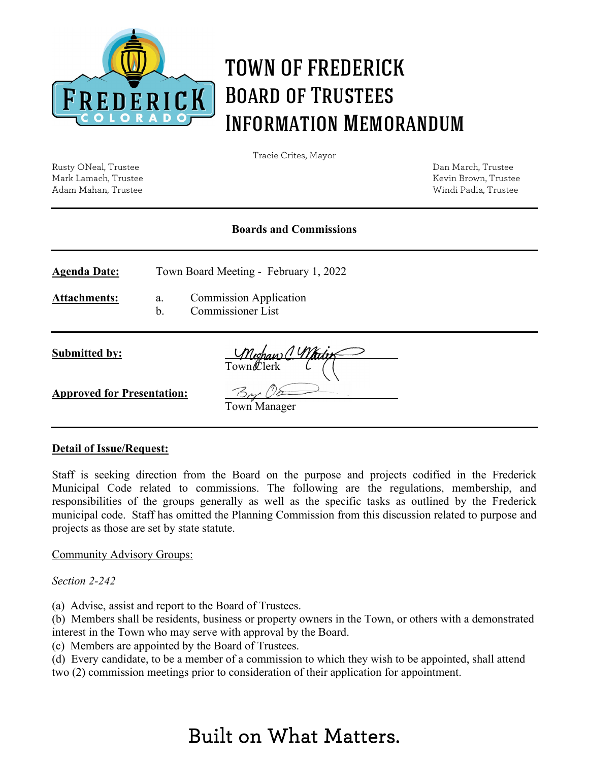# TOWN OF FREDERICK
# BOARD OF TRUSTEES
# INFORMATION MEMORANDUM

Tracie Crites, Mayor

Rusty ONeal, Trustee
Mark Lamach, Trustee
Adam Mahan, Trustee

Dan March, Trustee
Kevin Brown, Trustee
Windi Padia, Trustee

---

**Boards and Commissions**

---

**Agenda Date:** Town Board Meeting - February 1, 2022

**Attachments:**
a. Commission Application
b. Commissioner List

---

**Submitted by:** Town Clerk

**Approved for Presentation:** Town Manager

---

**Detail of Issue/Request:**

Staff is seeking direction from the Board on the purpose and projects codified in the Frederick Municipal Code related to commissions. The following are the regulations, membership, and responsibilities of the groups generally as well as the specific tasks as outlined by the Frederick municipal code. Staff has omitted the Planning Commission from this discussion related to purpose and projects as those are set by state statute.

Community Advisory Groups:

*Section 2-242*

(a) Advise, assist and report to the Board of Trustees.
(b) Members shall be residents, business or property owners in the Town, or others with a demonstrated interest in the Town who may serve with approval by the Board.
(c) Members are appointed by the Board of Trustees.
(d) Every candidate, to be a member of a commission to which they wish to be appointed, shall attend two (2) commission meetings prior to consideration of their application for appointment.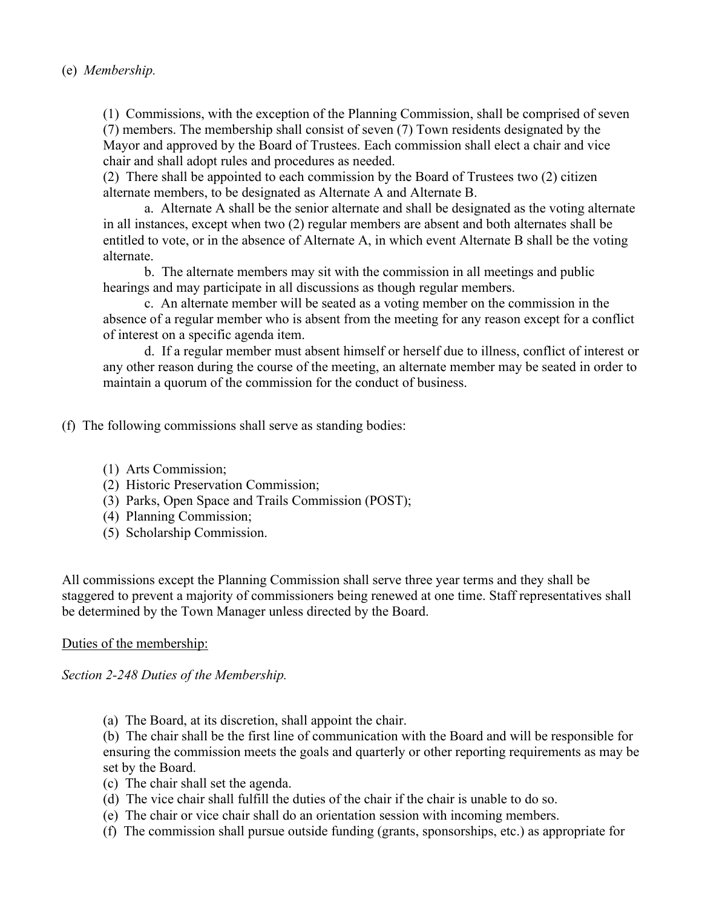(e) *Membership.*

(1) Commissions, with the exception of the Planning Commission, shall be comprised of seven (7) members. The membership shall consist of seven (7) Town residents designated by the Mayor and approved by the Board of Trustees. Each commission shall elect a chair and vice chair and shall adopt rules and procedures as needed.

(2) There shall be appointed to each commission by the Board of Trustees two (2) citizen alternate members, to be designated as Alternate A and Alternate B.

a. Alternate A shall be the senior alternate and shall be designated as the voting alternate in all instances, except when two (2) regular members are absent and both alternates shall be entitled to vote, or in the absence of Alternate A, in which event Alternate B shall be the voting alternate.

b. The alternate members may sit with the commission in all meetings and public hearings and may participate in all discussions as though regular members.

c. An alternate member will be seated as a voting member on the commission in the absence of a regular member who is absent from the meeting for any reason except for a conflict of interest on a specific agenda item.

d. If a regular member must absent himself or herself due to illness, conflict of interest or any other reason during the course of the meeting, an alternate member may be seated in order to maintain a quorum of the commission for the conduct of business.

(f) The following commissions shall serve as standing bodies:

(1) Arts Commission;
(2) Historic Preservation Commission;
(3) Parks, Open Space and Trails Commission (POST);
(4) Planning Commission;
(5) Scholarship Commission.

All commissions except the Planning Commission shall serve three year terms and they shall be staggered to prevent a majority of commissioners being renewed at one time. Staff representatives shall be determined by the Town Manager unless directed by the Board.

<u>Duties of the membership:</u>

*Section 2-248 Duties of the Membership.*

(a) The Board, at its discretion, shall appoint the chair.
(b) The chair shall be the first line of communication with the Board and will be responsible for ensuring the commission meets the goals and quarterly or other reporting requirements as may be set by the Board.
(c) The chair shall set the agenda.
(d) The vice chair shall fulfill the duties of the chair if the chair is unable to do so.
(e) The chair or vice chair shall do an orientation session with incoming members.
(f) The commission shall pursue outside funding (grants, sponsorships, etc.) as appropriate for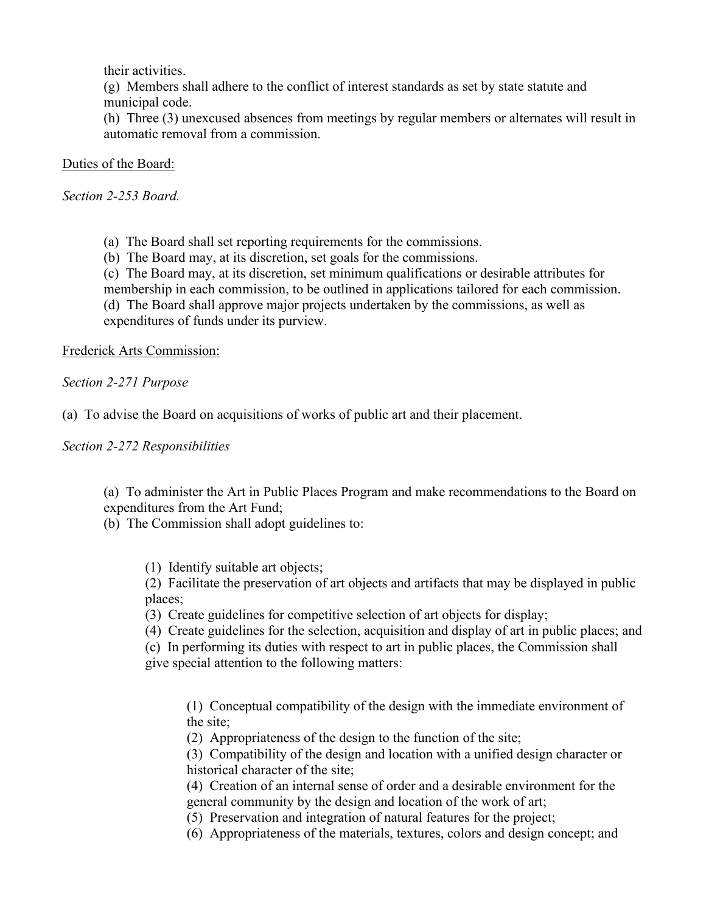their activities.
(g) Members shall adhere to the conflict of interest standards as set by state statute and municipal code.
(h) Three (3) unexcused absences from meetings by regular members or alternates will result in automatic removal from a commission.

<u>Duties of the Board:</u>

*Section 2-253 Board.*

(a) The Board shall set reporting requirements for the commissions.
(b) The Board may, at its discretion, set goals for the commissions.
(c) The Board may, at its discretion, set minimum qualifications or desirable attributes for membership in each commission, to be outlined in applications tailored for each commission.
(d) The Board shall approve major projects undertaken by the commissions, as well as expenditures of funds under its purview.

<u>Frederick Arts Commission:</u>

*Section 2-271 Purpose*

(a) To advise the Board on acquisitions of works of public art and their placement.

*Section 2-272 Responsibilities*

(a) To administer the Art in Public Places Program and make recommendations to the Board on expenditures from the Art Fund;
(b) The Commission shall adopt guidelines to:

(1) Identify suitable art objects;
(2) Facilitate the preservation of art objects and artifacts that may be displayed in public places;
(3) Create guidelines for competitive selection of art objects for display;
(4) Create guidelines for the selection, acquisition and display of art in public places; and
(c) In performing its duties with respect to art in public places, the Commission shall give special attention to the following matters:

(1) Conceptual compatibility of the design with the immediate environment of the site;
(2) Appropriateness of the design to the function of the site;
(3) Compatibility of the design and location with a unified design character or historical character of the site;
(4) Creation of an internal sense of order and a desirable environment for the general community by the design and location of the work of art;
(5) Preservation and integration of natural features for the project;
(6) Appropriateness of the materials, textures, colors and design concept; and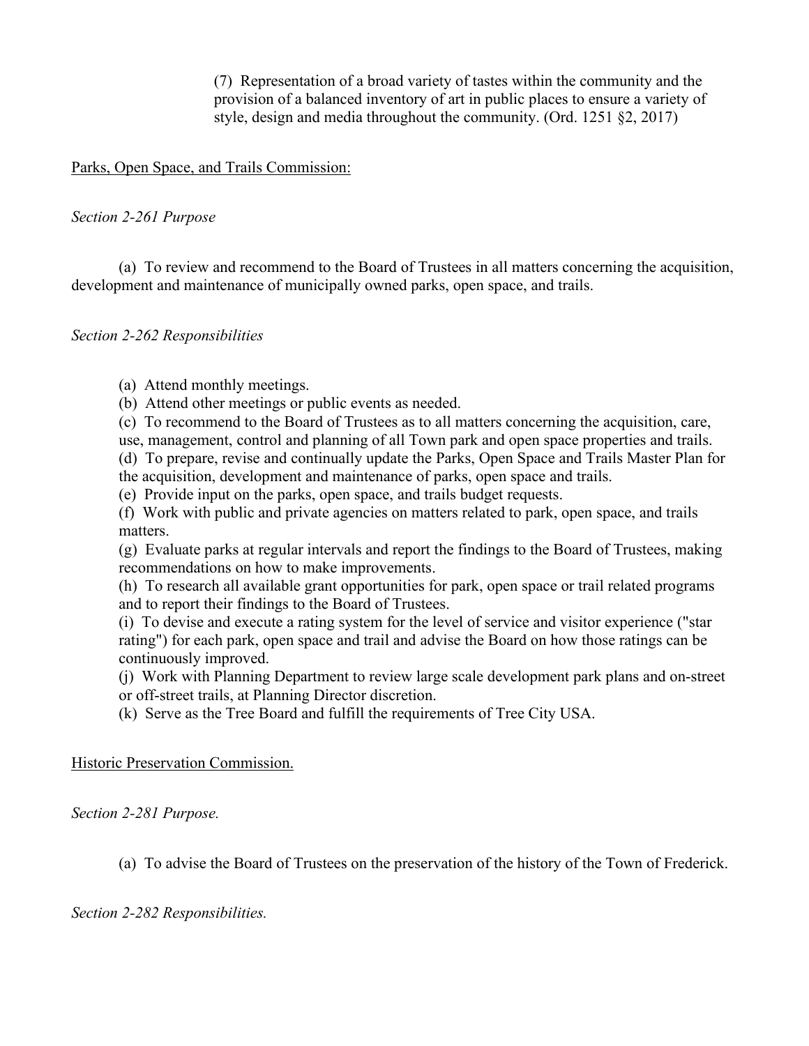(7) Representation of a broad variety of tastes within the community and the provision of a balanced inventory of art in public places to ensure a variety of style, design and media throughout the community. (Ord. 1251 §2, 2017)

Parks, Open Space, and Trails Commission:

*Section 2-261 Purpose*

(a) To review and recommend to the Board of Trustees in all matters concerning the acquisition, development and maintenance of municipally owned parks, open space, and trails.

*Section 2-262 Responsibilities*

(a) Attend monthly meetings.
(b) Attend other meetings or public events as needed.
(c) To recommend to the Board of Trustees as to all matters concerning the acquisition, care, use, management, control and planning of all Town park and open space properties and trails.
(d) To prepare, revise and continually update the Parks, Open Space and Trails Master Plan for the acquisition, development and maintenance of parks, open space and trails.
(e) Provide input on the parks, open space, and trails budget requests.
(f) Work with public and private agencies on matters related to park, open space, and trails matters.
(g) Evaluate parks at regular intervals and report the findings to the Board of Trustees, making recommendations on how to make improvements.
(h) To research all available grant opportunities for park, open space or trail related programs and to report their findings to the Board of Trustees.
(i) To devise and execute a rating system for the level of service and visitor experience ("star rating") for each park, open space and trail and advise the Board on how those ratings can be continuously improved.
(j) Work with Planning Department to review large scale development park plans and on-street or off-street trails, at Planning Director discretion.
(k) Serve as the Tree Board and fulfill the requirements of Tree City USA.

Historic Preservation Commission.

*Section 2-281 Purpose.*

(a) To advise the Board of Trustees on the preservation of the history of the Town of Frederick.

*Section 2-282 Responsibilities.*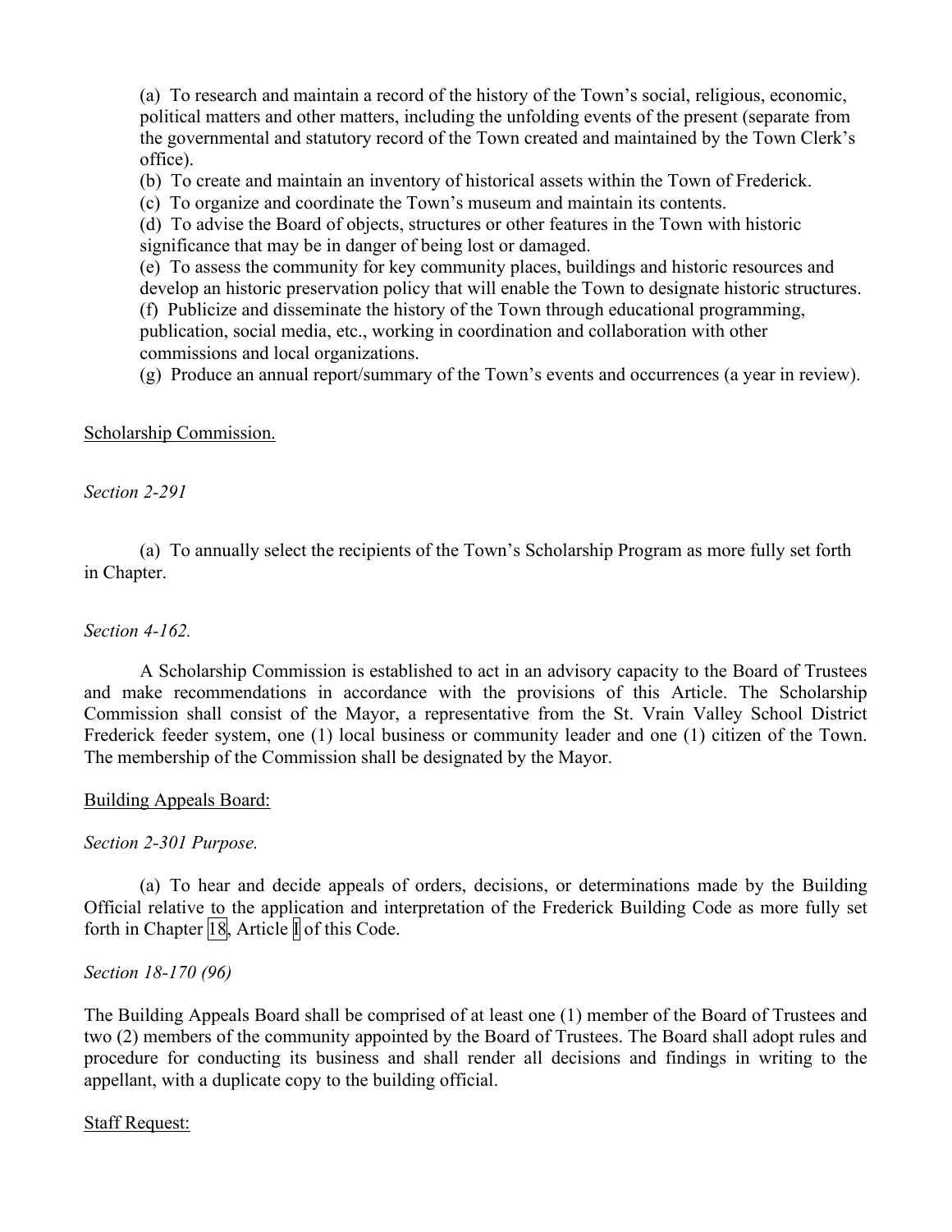(a) To research and maintain a record of the history of the Town's social, religious, economic, political matters and other matters, including the unfolding events of the present (separate from the governmental and statutory record of the Town created and maintained by the Town Clerk's office).

(b) To create and maintain an inventory of historical assets within the Town of Frederick.

(c) To organize and coordinate the Town's museum and maintain its contents.

(d) To advise the Board of objects, structures or other features in the Town with historic significance that may be in danger of being lost or damaged.

(e) To assess the community for key community places, buildings and historic resources and develop an historic preservation policy that will enable the Town to designate historic structures.

(f) Publicize and disseminate the history of the Town through educational programming, publication, social media, etc., working in coordination and collaboration with other commissions and local organizations.

(g) Produce an annual report/summary of the Town's events and occurrences (a year in review).

<u>Scholarship Commission.</u>

*Section 2-291*

(a) To annually select the recipients of the Town's Scholarship Program as more fully set forth in Chapter.

*Section 4-162.*

A Scholarship Commission is established to act in an advisory capacity to the Board of Trustees and make recommendations in accordance with the provisions of this Article. The Scholarship Commission shall consist of the Mayor, a representative from the St. Vrain Valley School District Frederick feeder system, one (1) local business or community leader and one (1) citizen of the Town. The membership of the Commission shall be designated by the Mayor.

<u>Building Appeals Board:</u>

*Section 2-301 Purpose.*

(a) To hear and decide appeals of orders, decisions, or determinations made by the Building Official relative to the application and interpretation of the Frederick Building Code as more fully set forth in Chapter 18, Article I of this Code.

*Section 18-170 (96)*

The Building Appeals Board shall be comprised of at least one (1) member of the Board of Trustees and two (2) members of the community appointed by the Board of Trustees. The Board shall adopt rules and procedure for conducting its business and shall render all decisions and findings in writing to the appellant, with a duplicate copy to the building official.

<u>Staff Request:</u>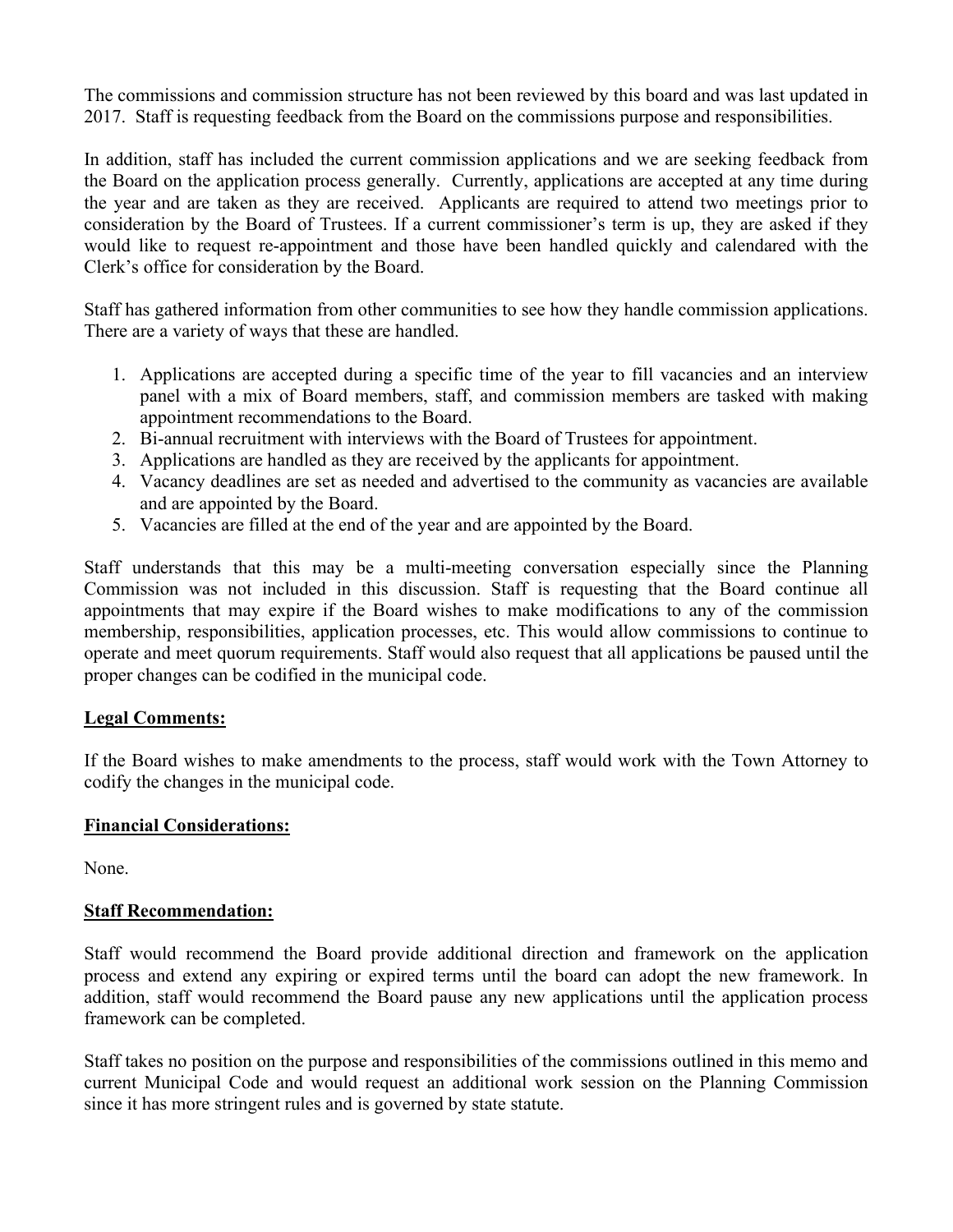The commissions and commission structure has not been reviewed by this board and was last updated in 2017. Staff is requesting feedback from the Board on the commissions purpose and responsibilities.

In addition, staff has included the current commission applications and we are seeking feedback from the Board on the application process generally. Currently, applications are accepted at any time during the year and are taken as they are received. Applicants are required to attend two meetings prior to consideration by the Board of Trustees. If a current commissioner's term is up, they are asked if they would like to request re-appointment and those have been handled quickly and calendared with the Clerk's office for consideration by the Board.

Staff has gathered information from other communities to see how they handle commission applications. There are a variety of ways that these are handled.

1. Applications are accepted during a specific time of the year to fill vacancies and an interview panel with a mix of Board members, staff, and commission members are tasked with making appointment recommendations to the Board.
2. Bi-annual recruitment with interviews with the Board of Trustees for appointment.
3. Applications are handled as they are received by the applicants for appointment.
4. Vacancy deadlines are set as needed and advertised to the community as vacancies are available and are appointed by the Board.
5. Vacancies are filled at the end of the year and are appointed by the Board.

Staff understands that this may be a multi-meeting conversation especially since the Planning Commission was not included in this discussion. Staff is requesting that the Board continue all appointments that may expire if the Board wishes to make modifications to any of the commission membership, responsibilities, application processes, etc. This would allow commissions to continue to operate and meet quorum requirements. Staff would also request that all applications be paused until the proper changes can be codified in the municipal code.

**Legal Comments:**

If the Board wishes to make amendments to the process, staff would work with the Town Attorney to codify the changes in the municipal code.

**Financial Considerations:**

None.

**Staff Recommendation:**

Staff would recommend the Board provide additional direction and framework on the application process and extend any expiring or expired terms until the board can adopt the new framework. In addition, staff would recommend the Board pause any new applications until the application process framework can be completed.

Staff takes no position on the purpose and responsibilities of the commissions outlined in this memo and current Municipal Code and would request an additional work session on the Planning Commission since it has more stringent rules and is governed by state statute.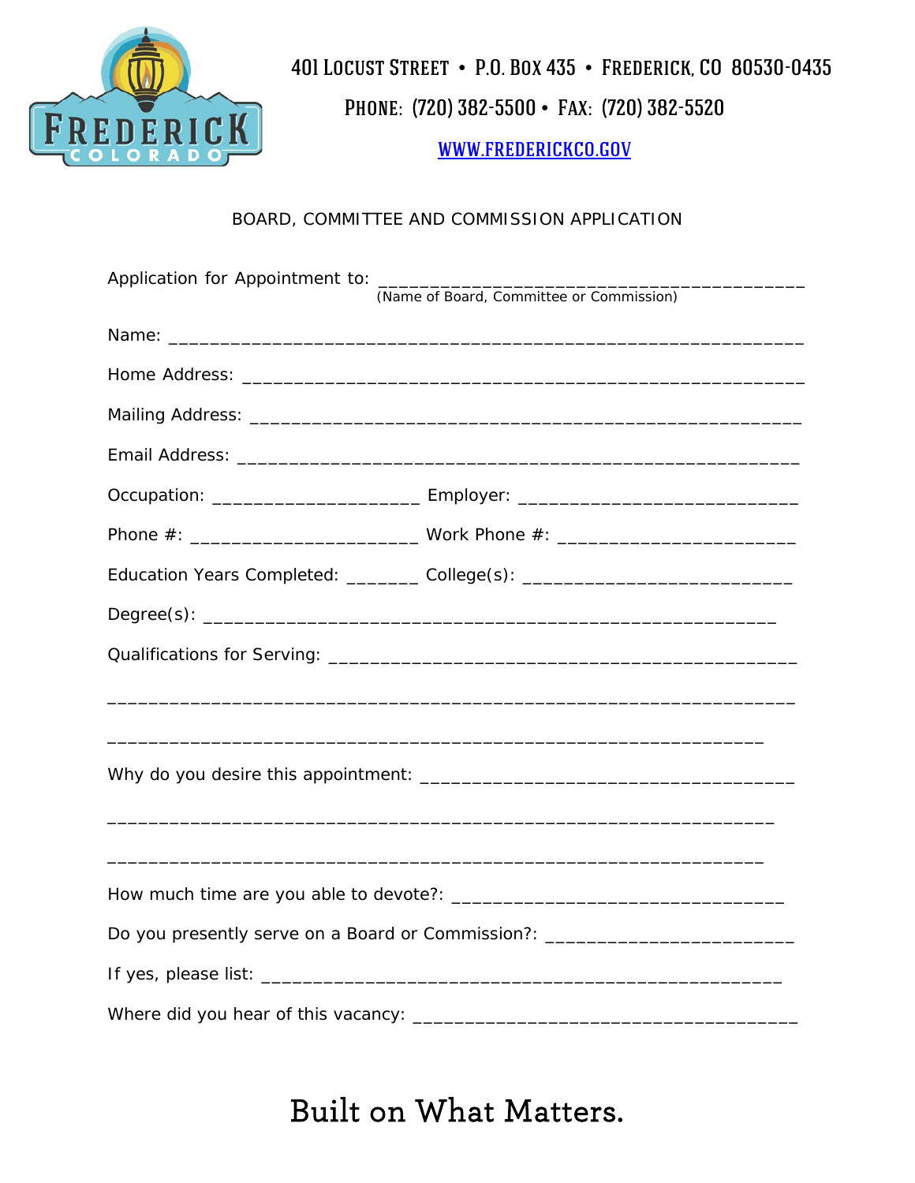401 Locust Street • P.O. Box 435 • Frederick, CO 80530-0435

Phone: (720) 382-5500 • Fax: (720) 382-5520

WWW.FREDERICKCO.GOV

## BOARD, COMMITTEE AND COMMISSION APPLICATION

Application for Appointment to: ________________________________________
(Name of Board, Committee or Commission)

Name: ___________________________________________________________

Home Address: ____________________________________________________

Mailing Address: ___________________________________________________

Email Address: ____________________________________________________

Occupation: ___________________ Employer: _________________________

Phone #: _____________________ Work Phone #: _____________________

Education Years Completed: _______ College(s): _________________________

Degree(s): _____________________________________________________

Qualifications for Serving: _____________________________________________

_________________________________________________________________

_________________________________________________________________

Why do you desire this appointment: ___________________________________

_________________________________________________________________

_________________________________________________________________

How much time are you able to devote?: _______________________________

Do you presently serve on a Board or Commission?: _______________________

If yes, please list: __________________________________________________

Where did you hear of this vacancy: ___________________________________

Built on What Matters.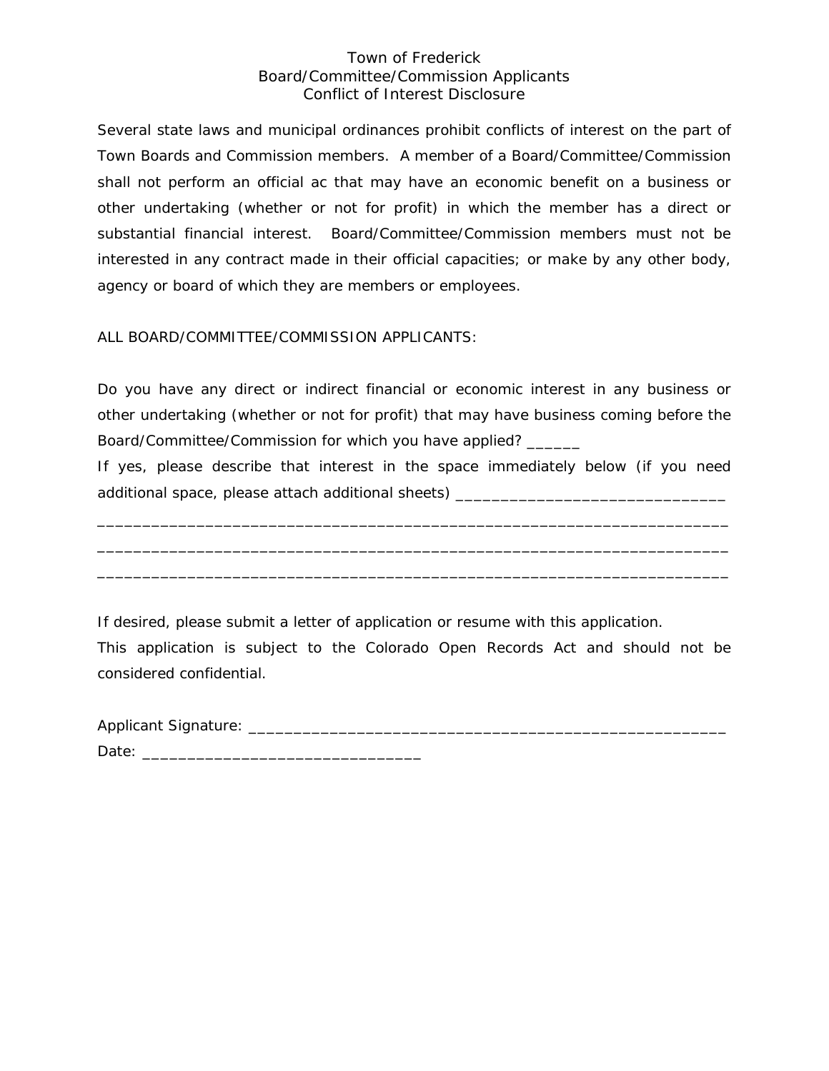# Town of Frederick
## Board/Committee/Commission Applicants
## Conflict of Interest Disclosure

Several state laws and municipal ordinances prohibit conflicts of interest on the part of Town Boards and Commission members. A member of a Board/Committee/Commission shall not perform an official ac that may have an economic benefit on a business or other undertaking (whether or not for profit) in which the member has a direct or substantial financial interest. Board/Committee/Commission members must not be interested in any contract made in their official capacities; or make by any other body, agency or board of which they are members or employees.

ALL BOARD/COMMITTEE/COMMISSION APPLICANTS:

Do you have any direct or indirect financial or economic interest in any business or other undertaking (whether or not for profit) that may have business coming before the Board/Committee/Commission for which you have applied? ______

If yes, please describe that interest in the space immediately below (if you need additional space, please attach additional sheets) ______________________________

______________________________________________________________________

______________________________________________________________________

______________________________________________________________________

If desired, please submit a letter of application or resume with this application.

This application is subject to the Colorado Open Records Act and should not be considered confidential.

Applicant Signature: ______________________________________________________

Date: _______________________________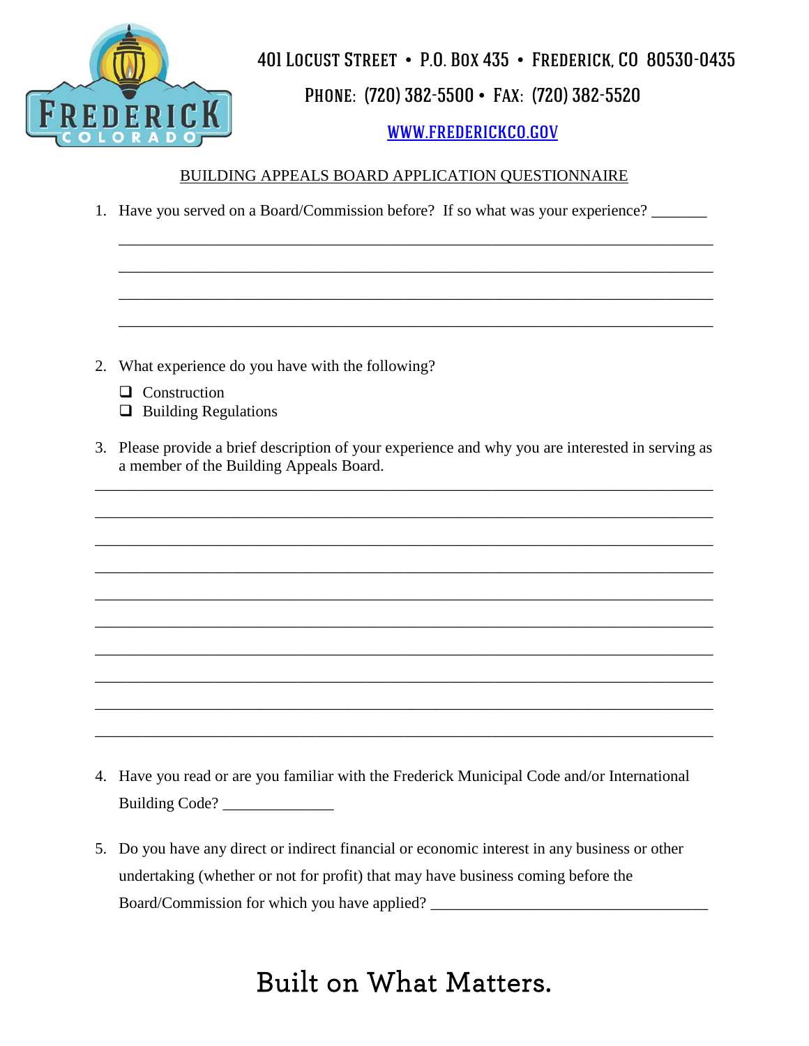401 Locust Street • P.O. Box 435 • Frederick, CO 80530-0435

Phone: (720) 382-5500 • Fax: (720) 382-5520

[WWW.FREDERICKCO.GOV](http://www.frederickco.gov)

## BUILDING APPEALS BOARD APPLICATION QUESTIONNAIRE

1. Have you served on a Board/Commission before? If so what was your experience? _______

_______________________________________________________________________________

_______________________________________________________________________________

_______________________________________________________________________________

_______________________________________________________________________________

2. What experience do you have with the following?

   - ☐ Construction
   - ☐ Building Regulations

3. Please provide a brief description of your experience and why you are interested in serving as a member of the Building Appeals Board.

_______________________________________________________________________________

_______________________________________________________________________________

_______________________________________________________________________________

_______________________________________________________________________________

_______________________________________________________________________________

_______________________________________________________________________________

_______________________________________________________________________________

_______________________________________________________________________________

_______________________________________________________________________________

_______________________________________________________________________________

4. Have you read or are you familiar with the Frederick Municipal Code and/or International Building Code? ______________

5. Do you have any direct or indirect financial or economic interest in any business or other undertaking (whether or not for profit) that may have business coming before the Board/Commission for which you have applied? ___________________________________

Built on What Matters.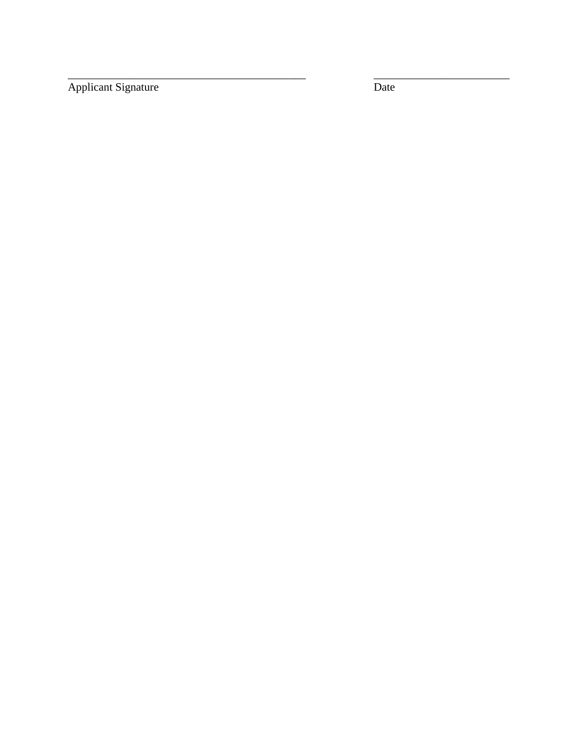\_\_\_\_\_\_\_\_\_\_\_\_\_\_\_\_\_\_\_\_\_\_\_\_\_\_\_\_\_\_\_\_\_\_\_\_\_\_\_\_\_\_\_ \_\_\_\_\_\_\_\_\_\_\_\_\_\_\_\_\_\_\_\_\_\_\_\_\_

Applicant Signature Date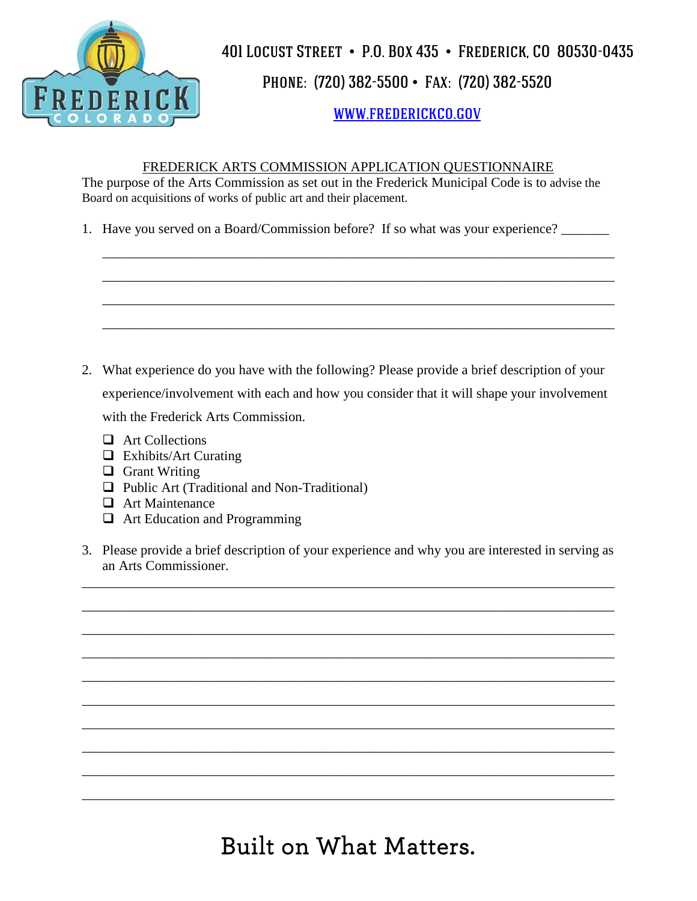401 Locust Street • P.O. Box 435 • Frederick, CO 80530-0435

Phone: (720) 382-5500 • Fax: (720) 382-5520

[WWW.FREDERICKCO.GOV](http://www.frederickco.gov)

## FREDERICK ARTS COMMISSION APPLICATION QUESTIONNAIRE

The purpose of the Arts Commission as set out in the Frederick Municipal Code is to advise the Board on acquisitions of works of public art and their placement.

1. Have you served on a Board/Commission before? If so what was your experience? _______

   ______________________________________________________________________

   ______________________________________________________________________

   ______________________________________________________________________

   ______________________________________________________________________

2. What experience do you have with the following? Please provide a brief description of your experience/involvement with each and how you consider that it will shape your involvement with the Frederick Arts Commission.

   - ❑ Art Collections
   - ❑ Exhibits/Art Curating
   - ❑ Grant Writing
   - ❑ Public Art (Traditional and Non-Traditional)
   - ❑ Art Maintenance
   - ❑ Art Education and Programming

3. Please provide a brief description of your experience and why you are interested in serving as an Arts Commissioner.

______________________________________________________________________

______________________________________________________________________

______________________________________________________________________

______________________________________________________________________

______________________________________________________________________

______________________________________________________________________

______________________________________________________________________

______________________________________________________________________

______________________________________________________________________

______________________________________________________________________

Built on What Matters.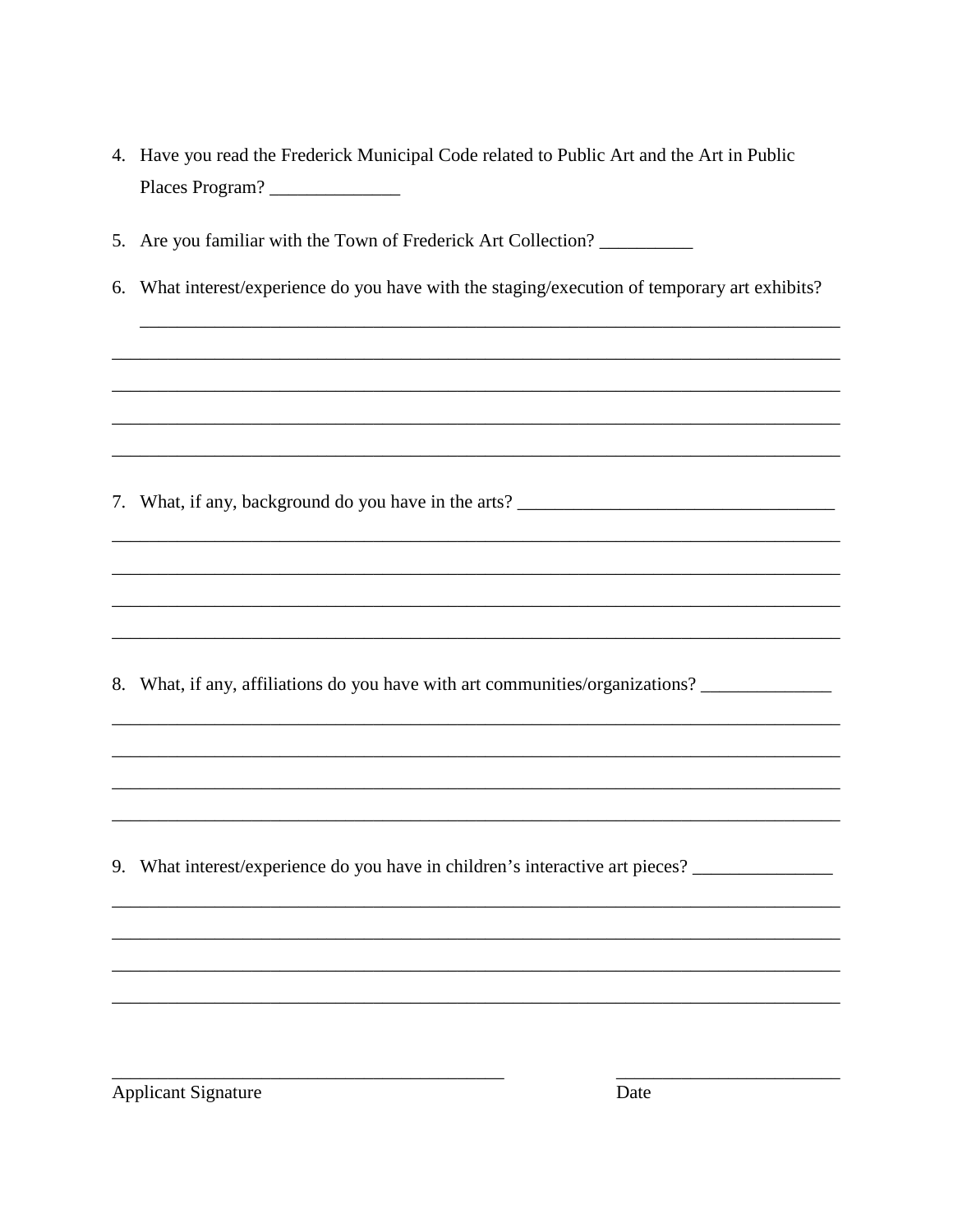4. Have you read the Frederick Municipal Code related to Public Art and the Art in Public Places Program? ______________

5. Are you familiar with the Town of Frederick Art Collection? __________

6. What interest/experience do you have with the staging/execution of temporary art exhibits?

_____________________________________________________________________________

_____________________________________________________________________________

_____________________________________________________________________________

_____________________________________________________________________________

_____________________________________________________________________________

7. What, if any, background do you have in the arts? ___________________________________

_____________________________________________________________________________

_____________________________________________________________________________

_____________________________________________________________________________

_____________________________________________________________________________

8. What, if any, affiliations do you have with art communities/organizations? ______________

_____________________________________________________________________________

_____________________________________________________________________________

_____________________________________________________________________________

_____________________________________________________________________________

9. What interest/experience do you have in children's interactive art pieces? _______________

_____________________________________________________________________________

_____________________________________________________________________________

_____________________________________________________________________________

_____________________________________________________________________________

___________________________________________ ________________________

Applicant Signature Date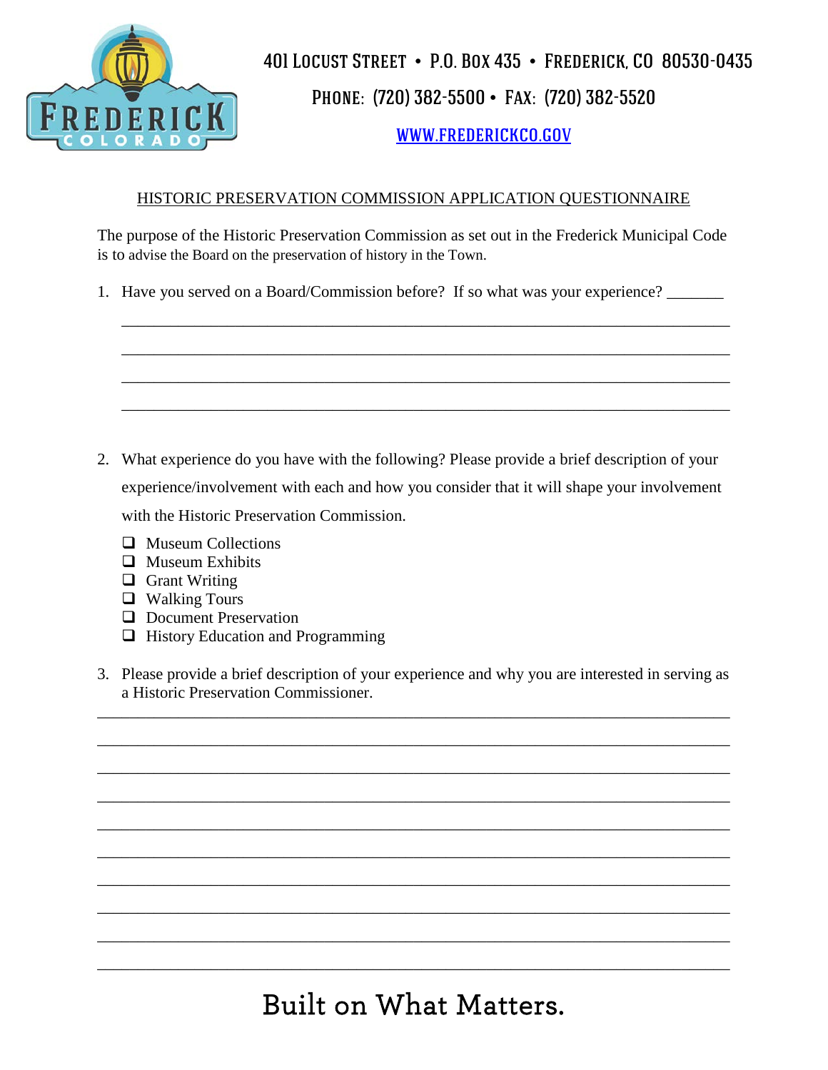401 LOCUST STREET • P.O. BOX 435 • FREDERICK, CO 80530-0435

PHONE: (720) 382-5500 • FAX: (720) 382-5520

[WWW.FREDERICKCO.GOV](http://www.frederickco.gov)

## HISTORIC PRESERVATION COMMISSION APPLICATION QUESTIONNAIRE

The purpose of the Historic Preservation Commission as set out in the Frederick Municipal Code is to advise the Board on the preservation of history in the Town.

1. Have you served on a Board/Commission before? If so what was your experience? _______

   ___________________________________________________________________________

   ___________________________________________________________________________

   ___________________________________________________________________________

   ___________________________________________________________________________

2. What experience do you have with the following? Please provide a brief description of your experience/involvement with each and how you consider that it will shape your involvement with the Historic Preservation Commission.

   - ☐ Museum Collections
   - ☐ Museum Exhibits
   - ☐ Grant Writing
   - ☐ Walking Tours
   - ☐ Document Preservation
   - ☐ History Education and Programming

3. Please provide a brief description of your experience and why you are interested in serving as a Historic Preservation Commissioner.

___________________________________________________________________________

___________________________________________________________________________

___________________________________________________________________________

___________________________________________________________________________

___________________________________________________________________________

___________________________________________________________________________

___________________________________________________________________________

___________________________________________________________________________

___________________________________________________________________________

___________________________________________________________________________

Built on What Matters.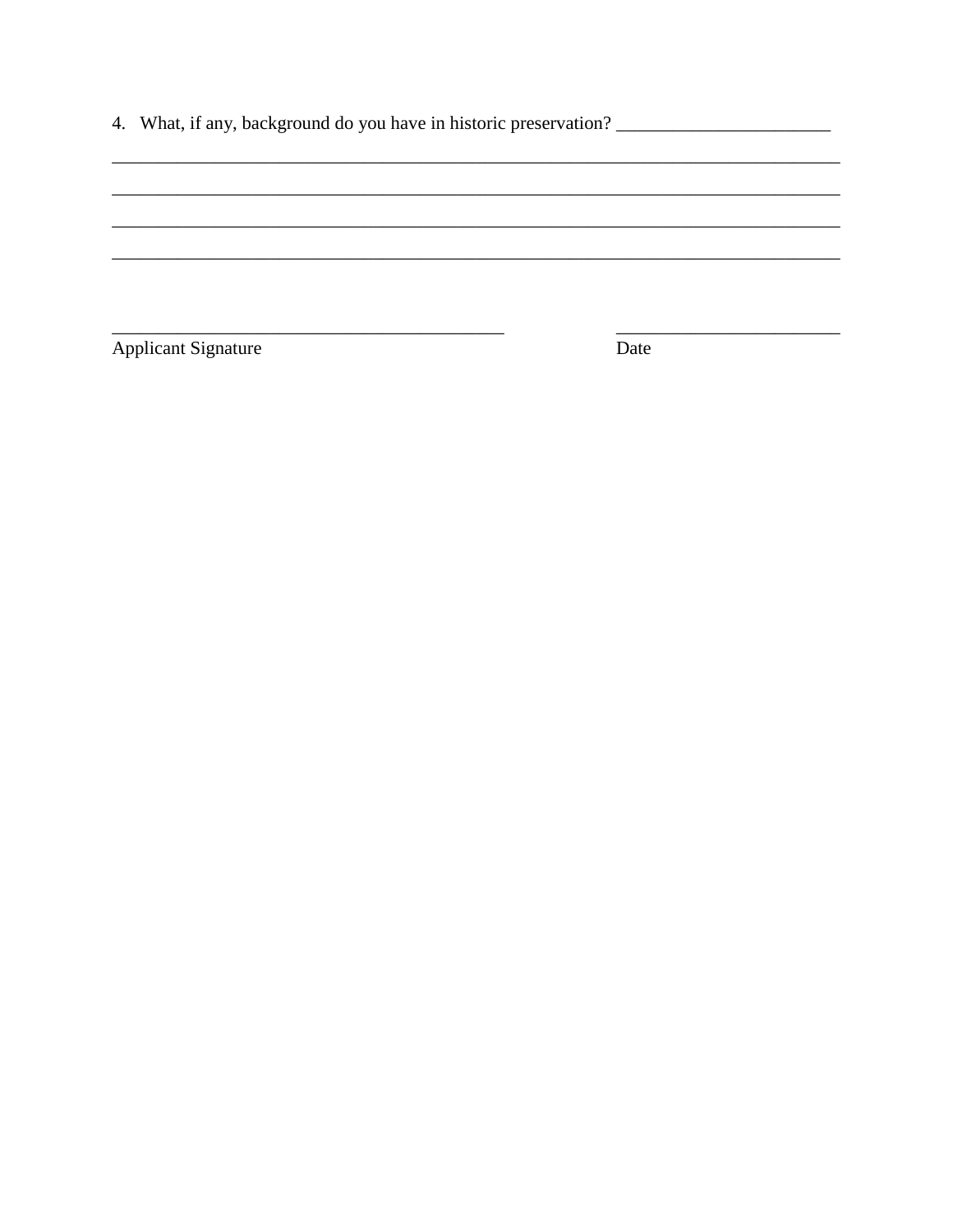4. What, if any, background do you have in historic preservation? _______________________

_______________________________________________________________________________

_______________________________________________________________________________

_______________________________________________________________________________

_______________________________________________________________________________

__________________________________________ &nbsp;&nbsp;&nbsp;&nbsp;&nbsp;&nbsp;&nbsp;&nbsp;&nbsp;&nbsp;&nbsp;&nbsp; ________________________

Applicant Signature &nbsp;&nbsp;&nbsp;&nbsp;&nbsp;&nbsp;&nbsp;&nbsp;&nbsp;&nbsp;&nbsp;&nbsp;&nbsp;&nbsp;&nbsp;&nbsp;&nbsp;&nbsp;&nbsp;&nbsp;&nbsp;&nbsp;&nbsp;&nbsp;&nbsp;&nbsp;&nbsp;&nbsp;&nbsp;&nbsp;&nbsp;&nbsp;&nbsp;&nbsp;&nbsp;&nbsp;&nbsp;&nbsp;&nbsp;&nbsp; Date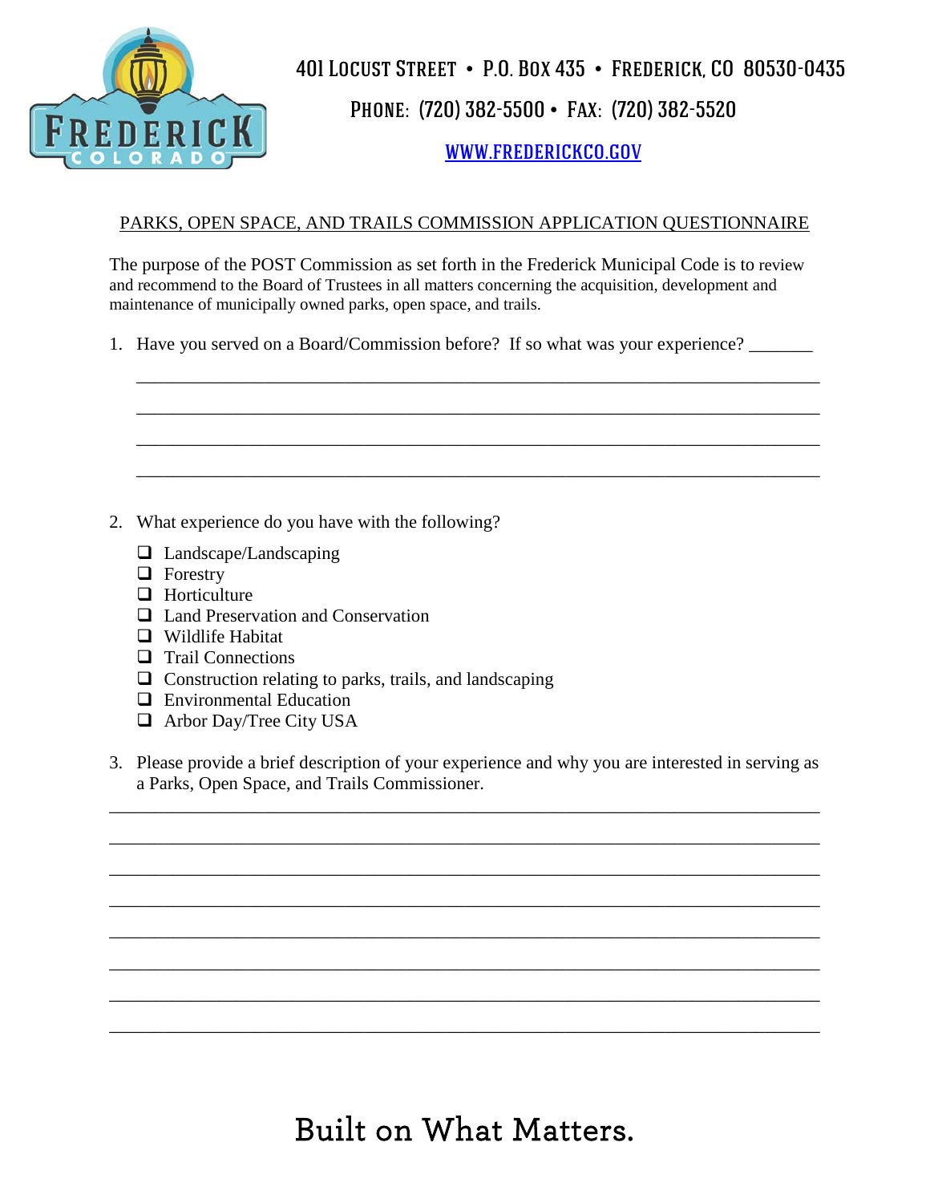401 Locust Street • P.O. Box 435 • Frederick, CO 80530-0435

Phone: (720) 382-5500 • Fax: (720) 382-5520

[WWW.FREDERICKCO.GOV](http://www.frederickco.gov)

## PARKS, OPEN SPACE, AND TRAILS COMMISSION APPLICATION QUESTIONNAIRE

The purpose of the POST Commission as set forth in the Frederick Municipal Code is to review and recommend to the Board of Trustees in all matters concerning the acquisition, development and maintenance of municipally owned parks, open space, and trails.

1. Have you served on a Board/Commission before? If so what was your experience? _______

   ___________________________________________________________________________

   ___________________________________________________________________________

   ___________________________________________________________________________

   ___________________________________________________________________________

2. What experience do you have with the following?

   - ☐ Landscape/Landscaping
   - ☐ Forestry
   - ☐ Horticulture
   - ☐ Land Preservation and Conservation
   - ☐ Wildlife Habitat
   - ☐ Trail Connections
   - ☐ Construction relating to parks, trails, and landscaping
   - ☐ Environmental Education
   - ☐ Arbor Day/Tree City USA

3. Please provide a brief description of your experience and why you are interested in serving as a Parks, Open Space, and Trails Commissioner.

___________________________________________________________________________

___________________________________________________________________________

___________________________________________________________________________

___________________________________________________________________________

___________________________________________________________________________

___________________________________________________________________________

___________________________________________________________________________

___________________________________________________________________________

Built on What Matters.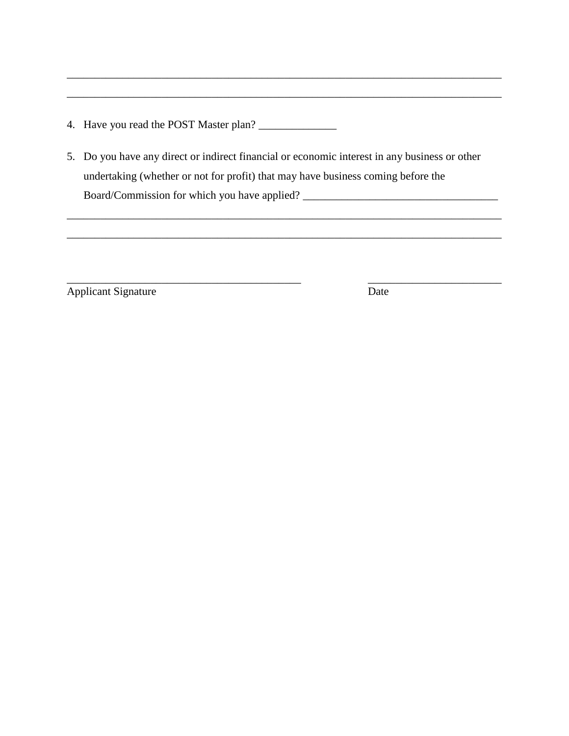\_\_\_\_\_\_\_\_\_\_\_\_\_\_\_\_\_\_\_\_\_\_\_\_\_\_\_\_\_\_\_\_\_\_\_\_\_\_\_\_\_\_\_\_\_\_\_\_\_\_\_\_\_\_\_\_\_\_\_\_\_\_\_\_\_\_\_\_\_\_\_\_\_\_\_\_

\_\_\_\_\_\_\_\_\_\_\_\_\_\_\_\_\_\_\_\_\_\_\_\_\_\_\_\_\_\_\_\_\_\_\_\_\_\_\_\_\_\_\_\_\_\_\_\_\_\_\_\_\_\_\_\_\_\_\_\_\_\_\_\_\_\_\_\_\_\_\_\_\_\_\_\_

4. Have you read the POST Master plan? \_\_\_\_\_\_\_\_\_\_\_\_\_\_

5. Do you have any direct or indirect financial or economic interest in any business or other undertaking (whether or not for profit) that may have business coming before the Board/Commission for which you have applied? \_\_\_\_\_\_\_\_\_\_\_\_\_\_\_\_\_\_\_\_\_\_\_\_\_\_\_\_\_\_\_\_\_\_\_

\_\_\_\_\_\_\_\_\_\_\_\_\_\_\_\_\_\_\_\_\_\_\_\_\_\_\_\_\_\_\_\_\_\_\_\_\_\_\_\_\_\_\_\_\_\_\_\_\_\_\_\_\_\_\_\_\_\_\_\_\_\_\_\_\_\_\_\_\_\_\_\_\_\_\_\_

\_\_\_\_\_\_\_\_\_\_\_\_\_\_\_\_\_\_\_\_\_\_\_\_\_\_\_\_\_\_\_\_\_\_\_\_\_\_\_\_\_\_\_\_\_\_\_\_\_\_\_\_\_\_\_\_\_\_\_\_\_\_\_\_\_\_\_\_\_\_\_\_\_\_\_\_

\_\_\_\_\_\_\_\_\_\_\_\_\_\_\_\_\_\_\_\_\_\_\_\_\_\_\_\_\_\_\_\_\_\_\_\_\_\_\_\_\_\_ \_\_\_\_\_\_\_\_\_\_\_\_\_\_\_\_\_\_\_\_\_\_\_\_
Applicant Signature Date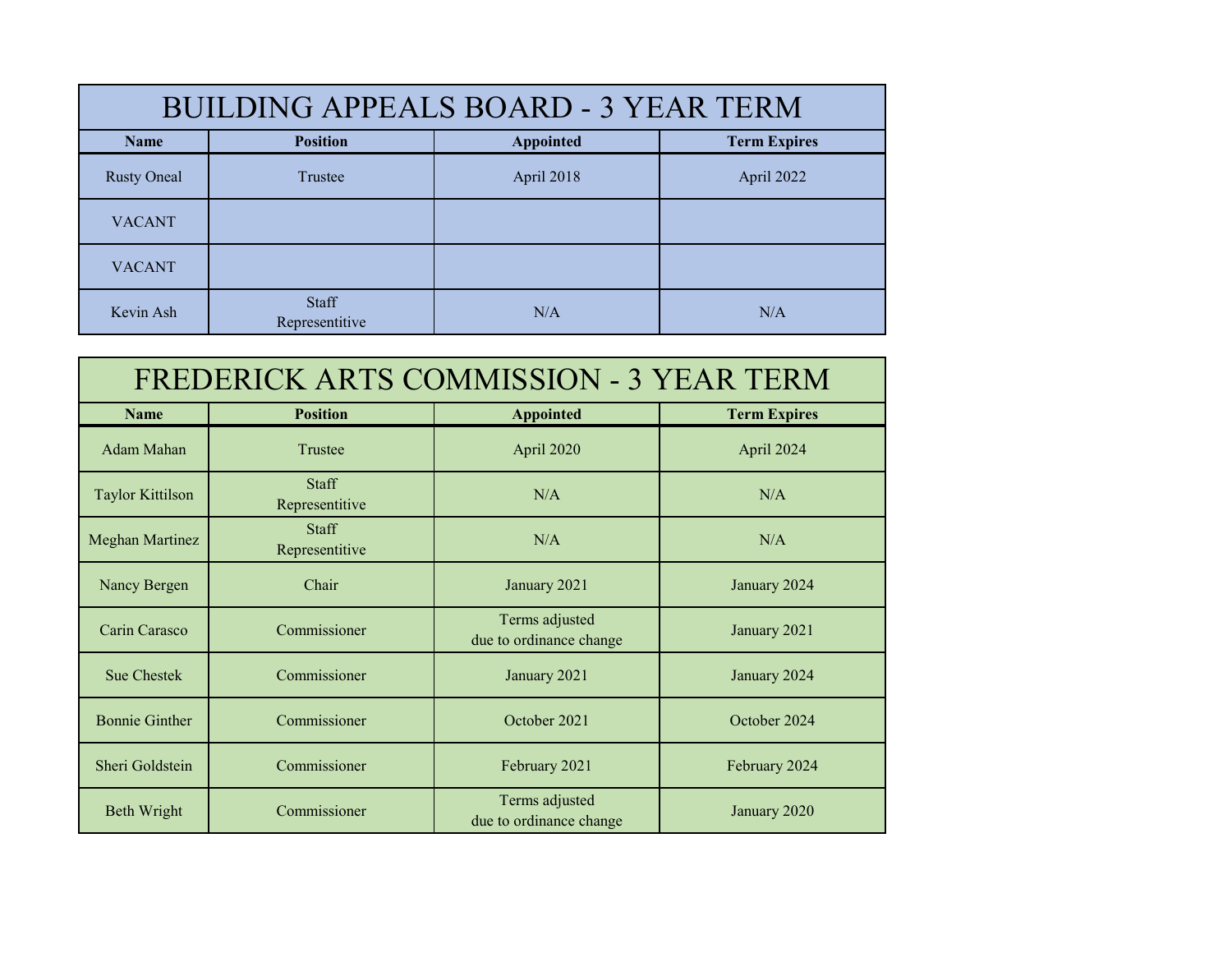## BUILDING APPEALS BOARD - 3 YEAR TERM

| Name | Position | Appointed | Term Expires |
|---|---|---|---|
| Rusty Oneal | Trustee | April 2018 | April 2022 |
| VACANT | | | |
| VACANT | | | |
| Kevin Ash | Staff Representitive | N/A | N/A |

## FREDERICK ARTS COMMISSION - 3 YEAR TERM

| Name | Position | Appointed | Term Expires |
|---|---|---|---|
| Adam Mahan | Trustee | April 2020 | April 2024 |
| Taylor Kittilson | Staff Representitive | N/A | N/A |
| Meghan Martinez | Staff Representitive | N/A | N/A |
| Nancy Bergen | Chair | January 2021 | January 2024 |
| Carin Carasco | Commissioner | Terms adjusted due to ordinance change | January 2021 |
| Sue Chestek | Commissioner | January 2021 | January 2024 |
| Bonnie Ginther | Commissioner | October 2021 | October 2024 |
| Sheri Goldstein | Commissioner | February 2021 | February 2024 |
| Beth Wright | Commissioner | Terms adjusted due to ordinance change | January 2020 |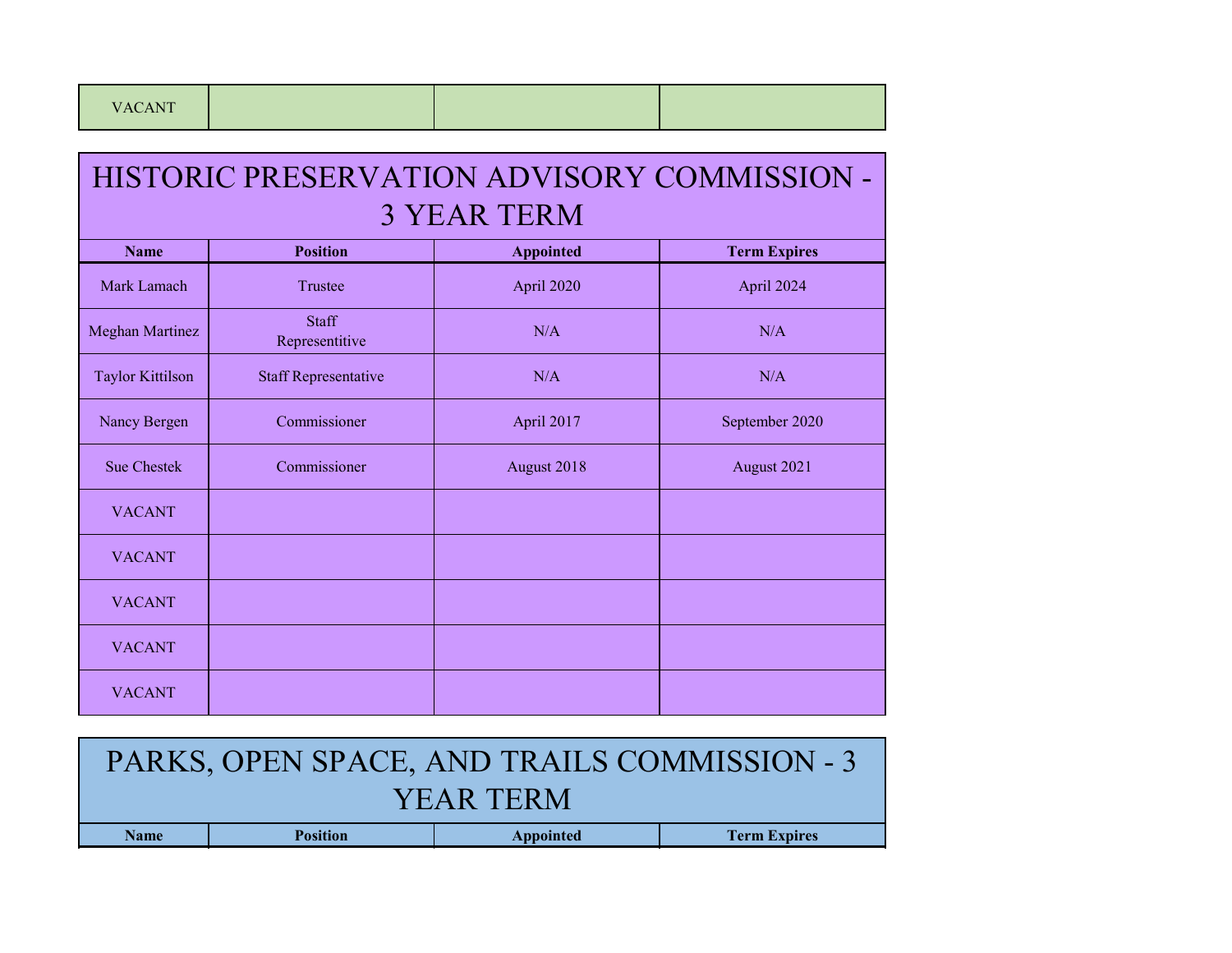| VACANT | | | |
|---|---|---|---|

## HISTORIC PRESERVATION ADVISORY COMMISSION - 3 YEAR TERM

| Name | Position | Appointed | Term Expires |
|---|---|---|---|
| Mark Lamach | Trustee | April 2020 | April 2024 |
| Meghan Martinez | Staff Representitive | N/A | N/A |
| Taylor Kittilson | Staff Representative | N/A | N/A |
| Nancy Bergen | Commissioner | April 2017 | September 2020 |
| Sue Chestek | Commissioner | August 2018 | August 2021 |
| VACANT | | | |
| VACANT | | | |
| VACANT | | | |
| VACANT | | | |
| VACANT | | | |

## PARKS, OPEN SPACE, AND TRAILS COMMISSION - 3 YEAR TERM

| Name | Position | Appointed | Term Expires |
|---|---|---|---|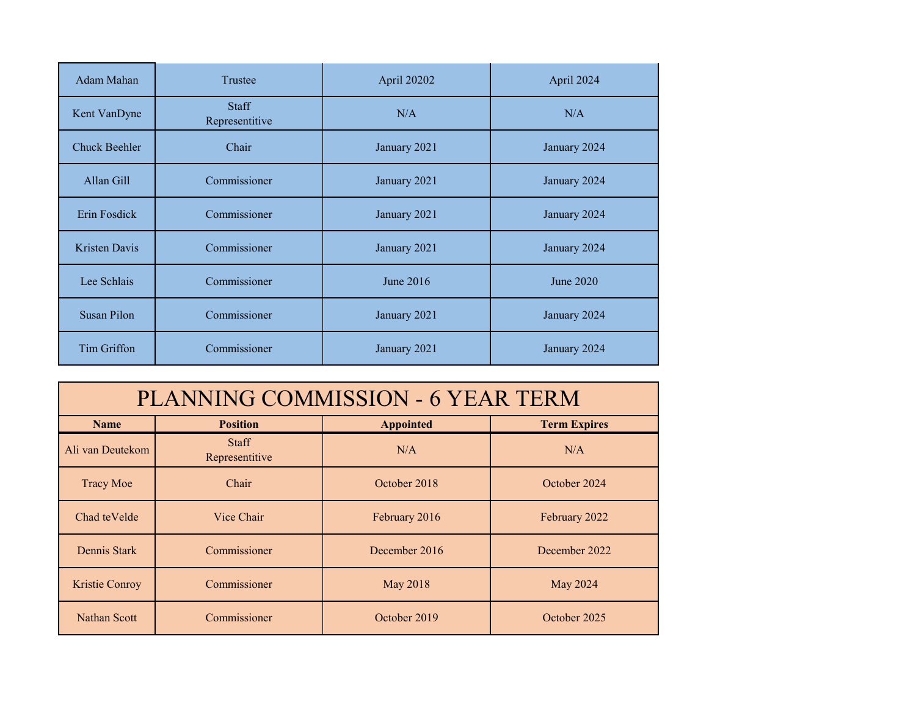| Adam Mahan | Trustee | April 20202 | April 2024 |
|---|---|---|---|
| Kent VanDyne | Staff Representitive | N/A | N/A |
| Chuck Beehler | Chair | January 2021 | January 2024 |
| Allan Gill | Commissioner | January 2021 | January 2024 |
| Erin Fosdick | Commissioner | January 2021 | January 2024 |
| Kristen Davis | Commissioner | January 2021 | January 2024 |
| Lee Schlais | Commissioner | June 2016 | June 2020 |
| Susan Pilon | Commissioner | January 2021 | January 2024 |
| Tim Griffon | Commissioner | January 2021 | January 2024 |

# PLANNING COMMISSION - 6 YEAR TERM

| Name | Position | Appointed | Term Expires |
|---|---|---|---|
| Ali van Deutekom | Staff Representitive | N/A | N/A |
| Tracy Moe | Chair | October 2018 | October 2024 |
| Chad teVelde | Vice Chair | February 2016 | February 2022 |
| Dennis Stark | Commissioner | December 2016 | December 2022 |
| Kristie Conroy | Commissioner | May 2018 | May 2024 |
| Nathan Scott | Commissioner | October 2019 | October 2025 |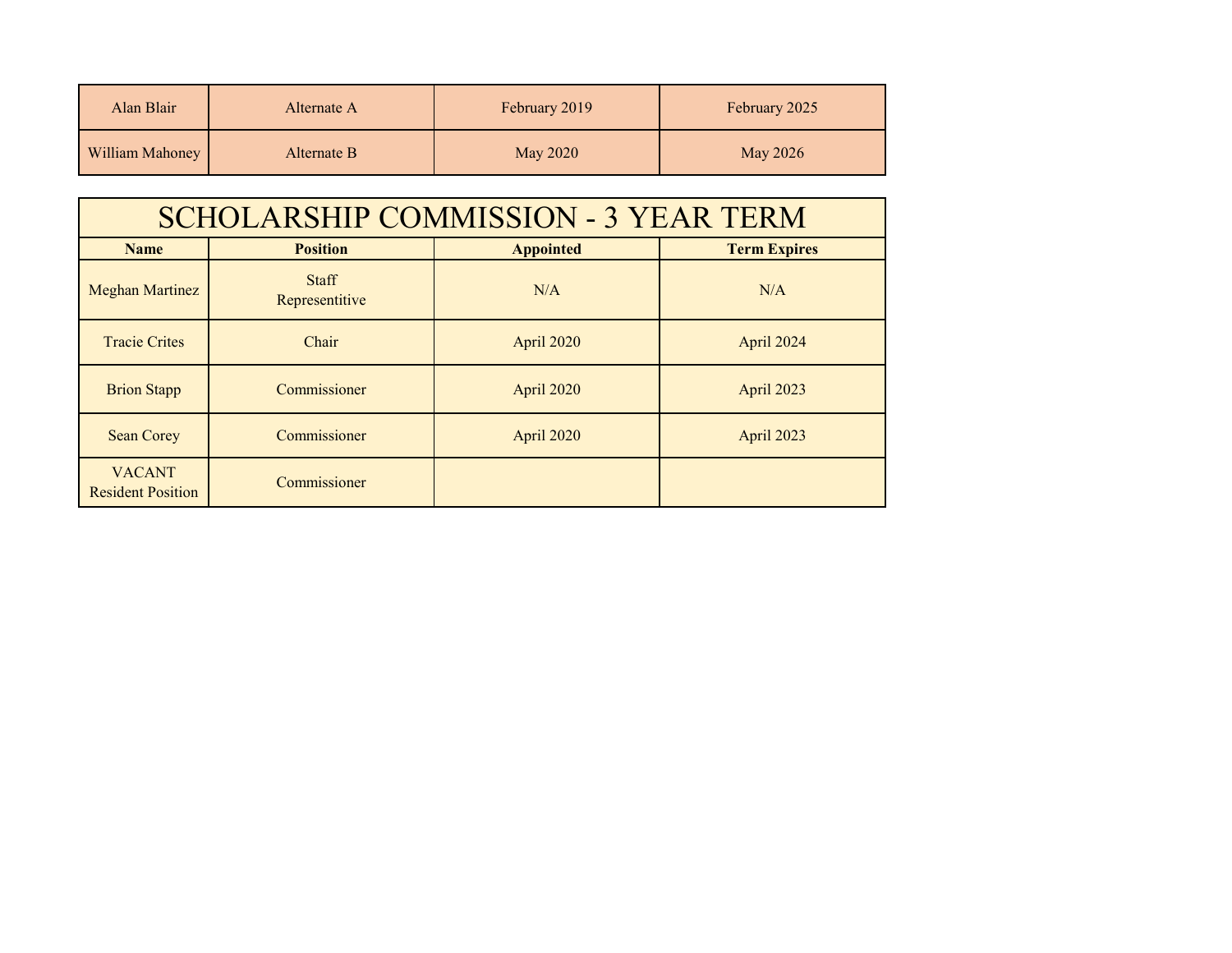| | | | |
|---|---|---|---|
| Alan Blair | Alternate A | February 2019 | February 2025 |
| William Mahoney | Alternate B | May 2020 | May 2026 |

## SCHOLARSHIP COMMISSION - 3 YEAR TERM

| Name | Position | Appointed | Term Expires |
|---|---|---|---|
| Meghan Martinez | Staff Representitive | N/A | N/A |
| Tracie Crites | Chair | April 2020 | April 2024 |
| Brion Stapp | Commissioner | April 2020 | April 2023 |
| Sean Corey | Commissioner | April 2020 | April 2023 |
| VACANT Resident Position | Commissioner | | |